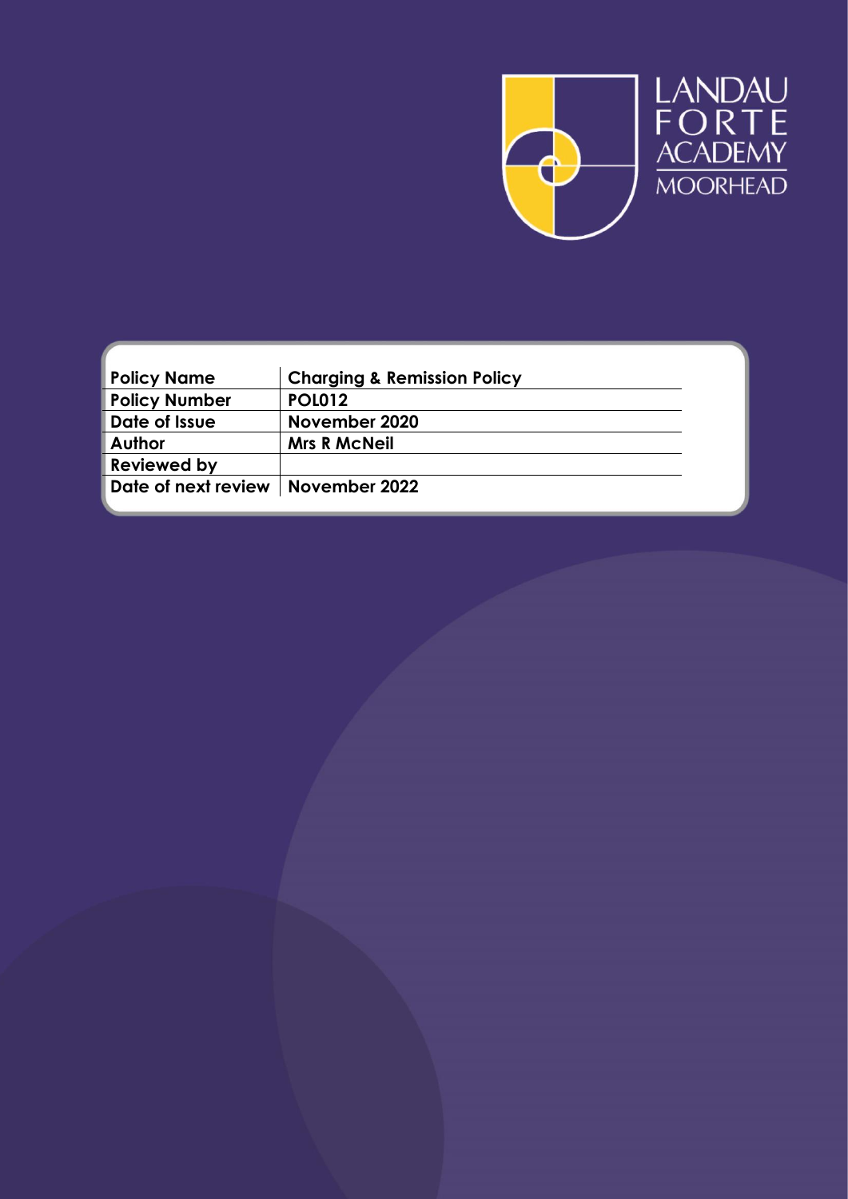LANDAU FORTE ACADEMY MOORHEAD

| Policy Name | Charging & Remission Policy |
|---|---|
| Policy Number | POL012 |
| Date of Issue | November 2020 |
| Author | Mrs R McNeil |
| Reviewed by | |
| Date of next review | November 2022 |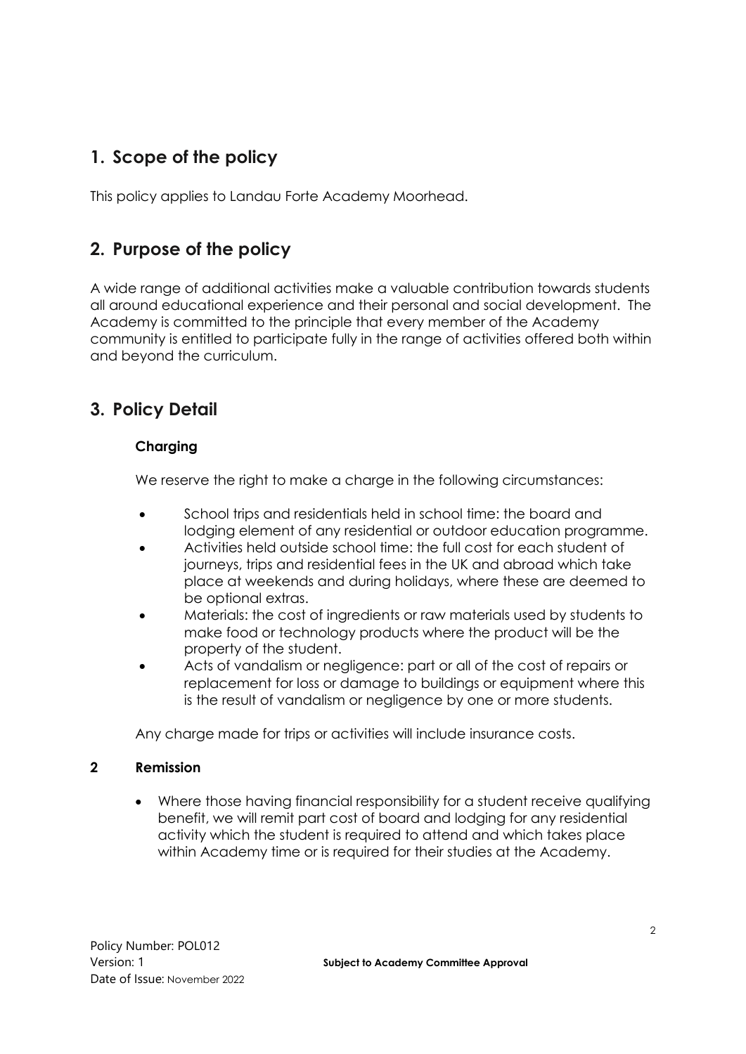## 1. Scope of the policy

This policy applies to Landau Forte Academy Moorhead.

## 2. Purpose of the policy

A wide range of additional activities make a valuable contribution towards students all around educational experience and their personal and social development. The Academy is committed to the principle that every member of the Academy community is entitled to participate fully in the range of activities offered both within and beyond the curriculum.

## 3. Policy Detail

### Charging

We reserve the right to make a charge in the following circumstances:

- School trips and residentials held in school time: the board and lodging element of any residential or outdoor education programme.
- Activities held outside school time: the full cost for each student of journeys, trips and residential fees in the UK and abroad which take place at weekends and during holidays, where these are deemed to be optional extras.
- Materials: the cost of ingredients or raw materials used by students to make food or technology products where the product will be the property of the student.
- Acts of vandalism or negligence: part or all of the cost of repairs or replacement for loss or damage to buildings or equipment where this is the result of vandalism or negligence by one or more students.

Any charge made for trips or activities will include insurance costs.

### 2 Remission

- Where those having financial responsibility for a student receive qualifying benefit, we will remit part cost of board and lodging for any residential activity which the student is required to attend and which takes place within Academy time or is required for their studies at the Academy.

Policy Number: POL012
Version: 1
Date of Issue: November 2022

**Subject to Academy Committee Approval**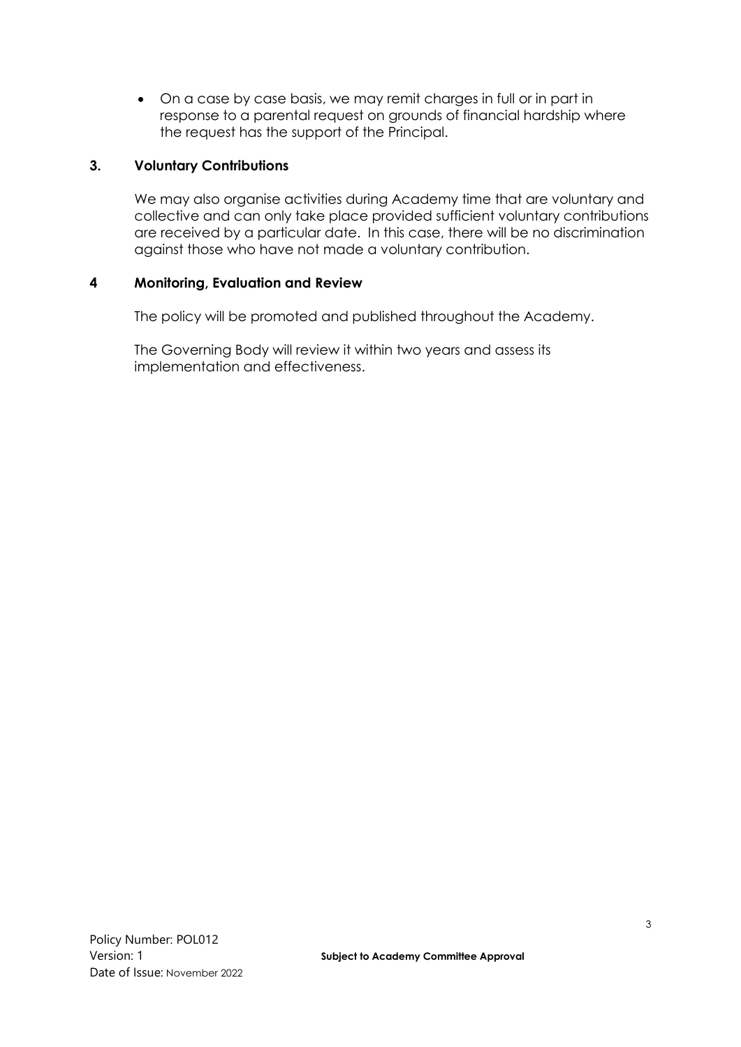- On a case by case basis, we may remit charges in full or in part in response to a parental request on grounds of financial hardship where the request has the support of the Principal.

## 3. Voluntary Contributions

We may also organise activities during Academy time that are voluntary and collective and can only take place provided sufficient voluntary contributions are received by a particular date. In this case, there will be no discrimination against those who have not made a voluntary contribution.

## 4 Monitoring, Evaluation and Review

The policy will be promoted and published throughout the Academy.

The Governing Body will review it within two years and assess its implementation and effectiveness.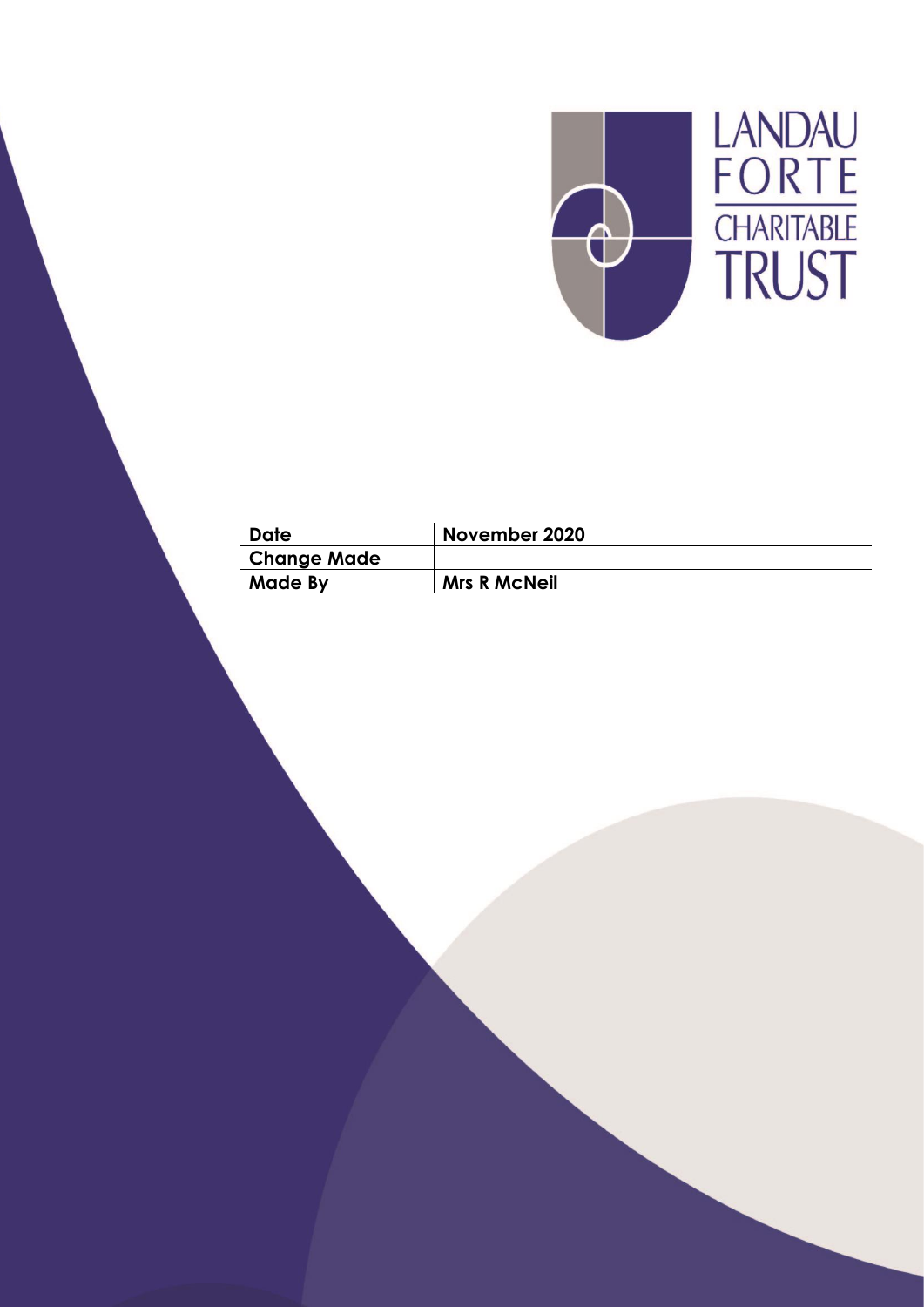LANDAU FORTE CHARITABLE TRUST

| | |
|---|---|
| **Date** | **November 2020** |
| **Change Made** | |
| **Made By** | **Mrs R McNeil** |